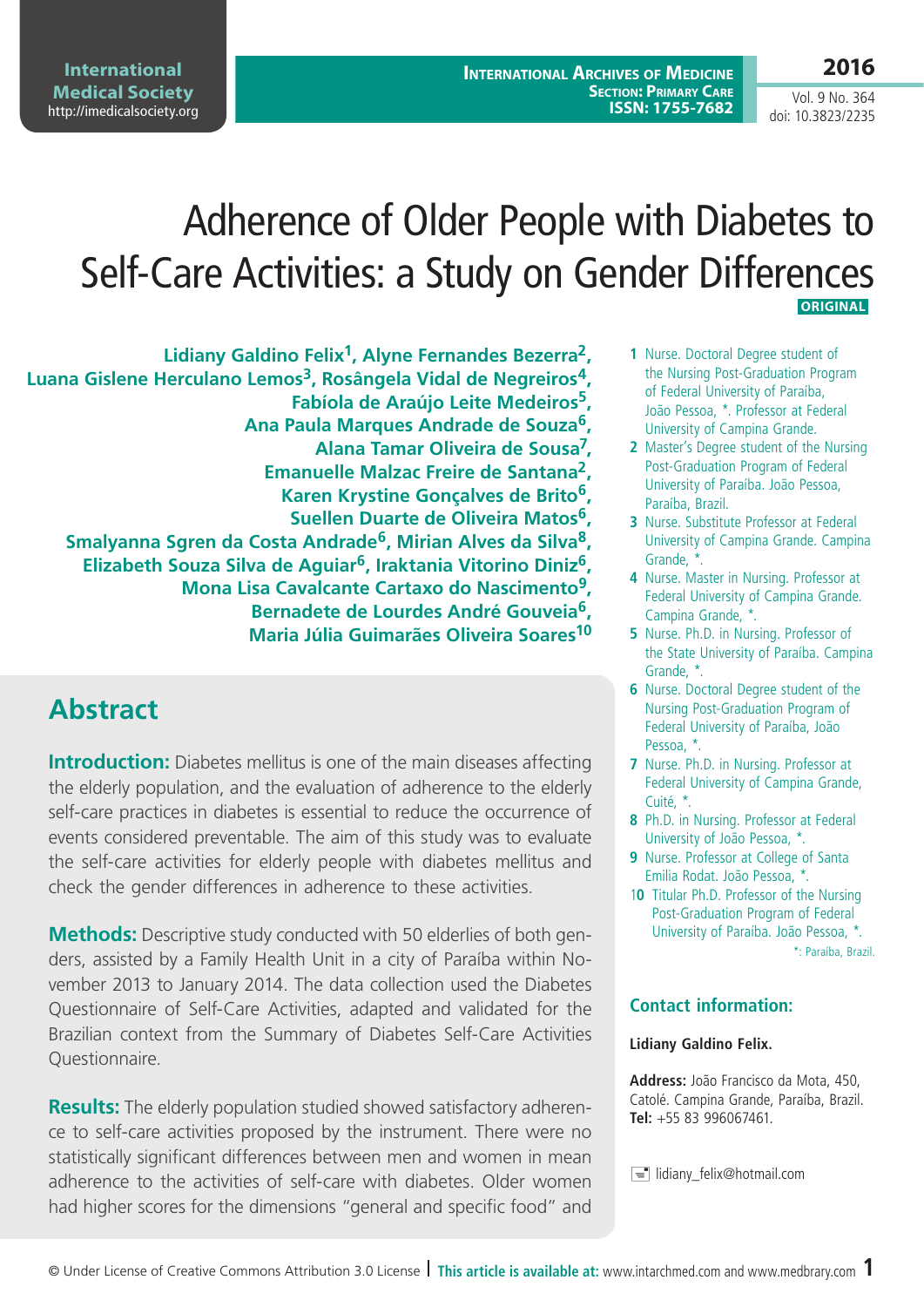# Adherence of Older People with Diabetes to Self-Care Activities: a Study on Gender Differences

ORIGINAL

**Lidiany Galdino Felix[1], Alyne Fernandes Bezerra[2], Luana Gislene Herculano Lemos[3], Rosângela Vidal de Negreiros[4], Fabíola de Araújo Leite Medeiros[5], Ana Paula Marques Andrade de Souza[6], Alana Tamar Oliveira de Sousa[7], Emanuelle Malzac Freire de Santana[2], Karen Krystine Gonçalves de Brito[6], Suellen Duarte de Oliveira Matos[6], Smalyanna Sgren da Costa Andrade[6], Mirian Alves da Silva[8], Elizabeth Souza Silva de Aguiar[6], Iraktania Vitorino Diniz[6], Mona Lisa Cavalcante Cartaxo do Nascimento[9], Bernadete de Lourdes André Gouveia[6], Maria Júlia Guimarães Oliveira Soares[10]**

1 Nurse. Doctoral Degree student of the Nursing Post-Graduation Program of Federal University of Paraíba, João Pessoa, *. Professor at Federal University of Campina Grande.
2 Master's Degree student of the Nursing Post-Graduation Program of Federal University of Paraíba. João Pessoa, Paraíba, Brazil.
3 Nurse. Substitute Professor at Federal University of Campina Grande. Campina Grande, *.
4 Nurse. Master in Nursing. Professor at Federal University of Campina Grande. Campina Grande, *.
5 Nurse. Ph.D. in Nursing. Professor of the State University of Paraíba. Campina Grande, *.
6 Nurse. Doctoral Degree student of the Nursing Post-Graduation Program of Federal University of Paraíba, João Pessoa, *.
7 Nurse. Ph.D. in Nursing. Professor at Federal University of Campina Grande, Cuité, *.
8 Ph.D. in Nursing. Professor at Federal University of João Pessoa, *.
9 Nurse. Professor at College of Santa Emilia Rodat. João Pessoa, *.
10 Titular Ph.D. Professor of the Nursing Post-Graduation Program of Federal University of Paraíba. João Pessoa, *.

*: Paraíba, Brazil.

## Contact information:

**Lidiany Galdino Felix.**

**Address:** João Francisco da Mota, 450, Catolé. Campina Grande, Paraíba, Brazil.
**Tel:** +55 83 996067461.

lidiany_felix@hotmail.com

## Abstract

**Introduction:** Diabetes mellitus is one of the main diseases affecting the elderly population, and the evaluation of adherence to the elderly self-care practices in diabetes is essential to reduce the occurrence of events considered preventable. The aim of this study was to evaluate the self-care activities for elderly people with diabetes mellitus and check the gender differences in adherence to these activities.

**Methods:** Descriptive study conducted with 50 elderlies of both genders, assisted by a Family Health Unit in a city of Paraíba within November 2013 to January 2014. The data collection used the Diabetes Questionnaire of Self-Care Activities, adapted and validated for the Brazilian context from the Summary of Diabetes Self-Care Activities Questionnaire.

**Results:** The elderly population studied showed satisfactory adherence to self-care activities proposed by the instrument. There were no statistically significant differences between men and women in mean adherence to the activities of self-care with diabetes. Older women had higher scores for the dimensions "general and specific food" and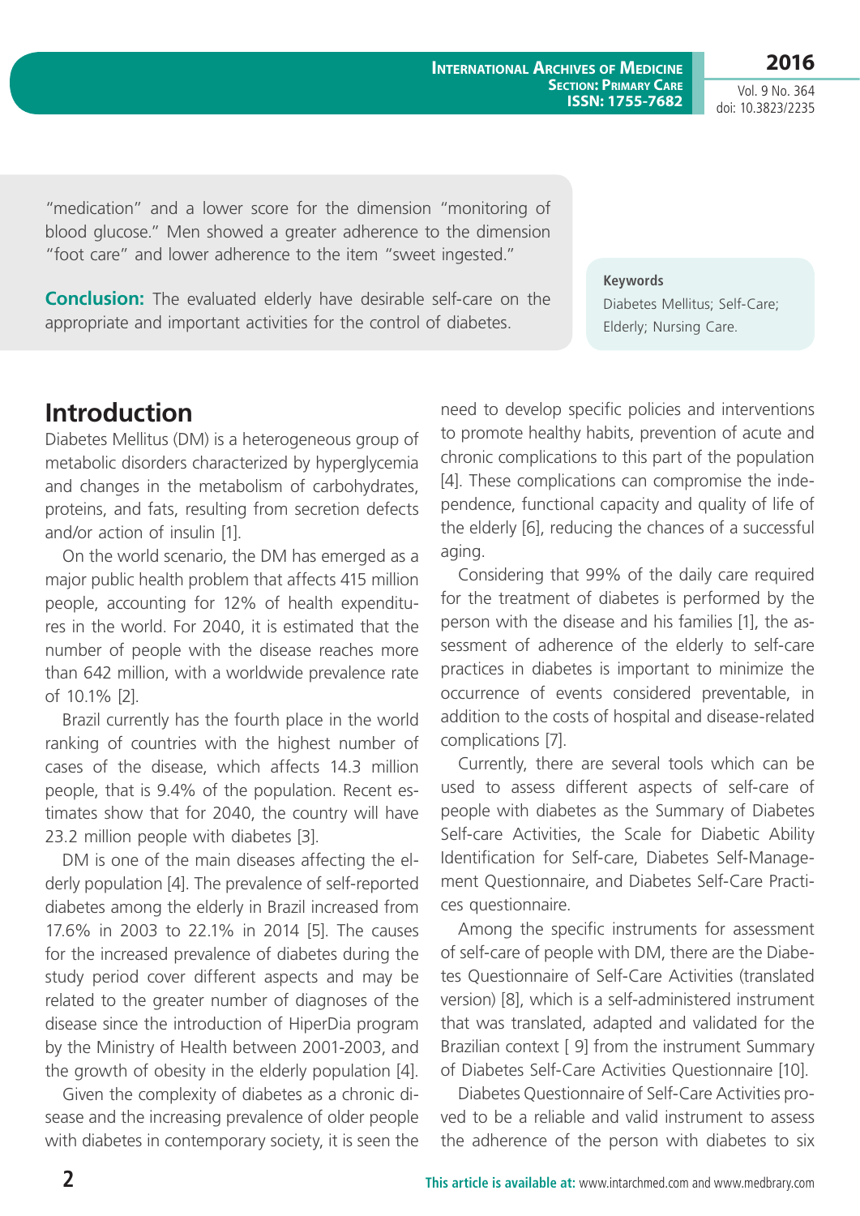"medication" and a lower score for the dimension "monitoring of blood glucose." Men showed a greater adherence to the dimension "foot care" and lower adherence to the item "sweet ingested."

**Conclusion:** The evaluated elderly have desirable self-care on the appropriate and important activities for the control of diabetes.

**Keywords**

Diabetes Mellitus; Self-Care; Elderly; Nursing Care.

## Introduction

Diabetes Mellitus (DM) is a heterogeneous group of metabolic disorders characterized by hyperglycemia and changes in the metabolism of carbohydrates, proteins, and fats, resulting from secretion defects and/or action of insulin [1].

On the world scenario, the DM has emerged as a major public health problem that affects 415 million people, accounting for 12% of health expenditures in the world. For 2040, it is estimated that the number of people with the disease reaches more than 642 million, with a worldwide prevalence rate of 10.1% [2].

Brazil currently has the fourth place in the world ranking of countries with the highest number of cases of the disease, which affects 14.3 million people, that is 9.4% of the population. Recent estimates show that for 2040, the country will have 23.2 million people with diabetes [3].

DM is one of the main diseases affecting the elderly population [4]. The prevalence of self-reported diabetes among the elderly in Brazil increased from 17.6% in 2003 to 22.1% in 2014 [5]. The causes for the increased prevalence of diabetes during the study period cover different aspects and may be related to the greater number of diagnoses of the disease since the introduction of HiperDia program by the Ministry of Health between 2001-2003, and the growth of obesity in the elderly population [4].

Given the complexity of diabetes as a chronic disease and the increasing prevalence of older people with diabetes in contemporary society, it is seen the need to develop specific policies and interventions to promote healthy habits, prevention of acute and chronic complications to this part of the population [4]. These complications can compromise the independence, functional capacity and quality of life of the elderly [6], reducing the chances of a successful aging.

Considering that 99% of the daily care required for the treatment of diabetes is performed by the person with the disease and his families [1], the assessment of adherence of the elderly to self-care practices in diabetes is important to minimize the occurrence of events considered preventable, in addition to the costs of hospital and disease-related complications [7].

Currently, there are several tools which can be used to assess different aspects of self-care of people with diabetes as the Summary of Diabetes Self-care Activities, the Scale for Diabetic Ability Identification for Self-care, Diabetes Self-Management Questionnaire, and Diabetes Self-Care Practices questionnaire.

Among the specific instruments for assessment of self-care of people with DM, there are the Diabetes Questionnaire of Self-Care Activities (translated version) [8], which is a self-administered instrument that was translated, adapted and validated for the Brazilian context [ 9] from the instrument Summary of Diabetes Self-Care Activities Questionnaire [10].

Diabetes Questionnaire of Self-Care Activities proved to be a reliable and valid instrument to assess the adherence of the person with diabetes to six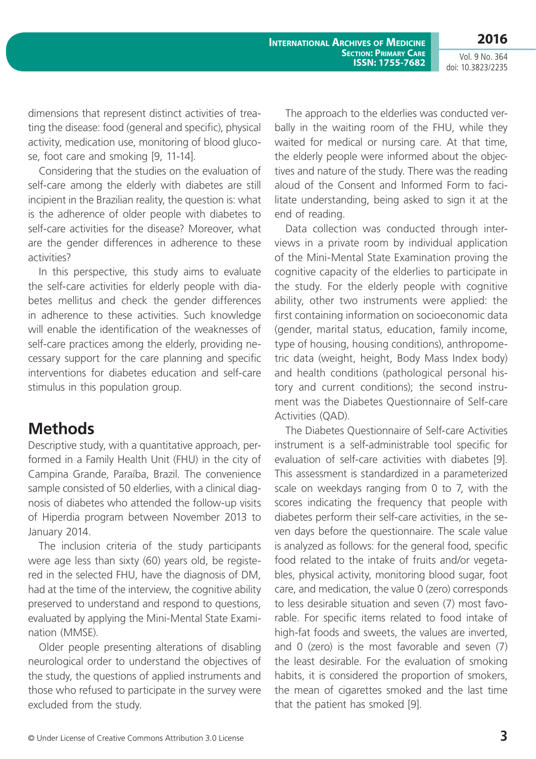dimensions that represent distinct activities of treating the disease: food (general and specific), physical activity, medication use, monitoring of blood glucose, foot care and smoking [9, 11-14].

Considering that the studies on the evaluation of self-care among the elderly with diabetes are still incipient in the Brazilian reality, the question is: what is the adherence of older people with diabetes to self-care activities for the disease? Moreover, what are the gender differences in adherence to these activities?

In this perspective, this study aims to evaluate the self-care activities for elderly people with diabetes mellitus and check the gender differences in adherence to these activities. Such knowledge will enable the identification of the weaknesses of self-care practices among the elderly, providing necessary support for the care planning and specific interventions for diabetes education and self-care stimulus in this population group.

## Methods

Descriptive study, with a quantitative approach, performed in a Family Health Unit (FHU) in the city of Campina Grande, Paraíba, Brazil. The convenience sample consisted of 50 elderlies, with a clinical diagnosis of diabetes who attended the follow-up visits of Hiperdia program between November 2013 to January 2014.

The inclusion criteria of the study participants were age less than sixty (60) years old, be registered in the selected FHU, have the diagnosis of DM, had at the time of the interview, the cognitive ability preserved to understand and respond to questions, evaluated by applying the Mini-Mental State Examination (MMSE).

Older people presenting alterations of disabling neurological order to understand the objectives of the study, the questions of applied instruments and those who refused to participate in the survey were excluded from the study.

The approach to the elderlies was conducted verbally in the waiting room of the FHU, while they waited for medical or nursing care. At that time, the elderly people were informed about the objectives and nature of the study. There was the reading aloud of the Consent and Informed Form to facilitate understanding, being asked to sign it at the end of reading.

Data collection was conducted through interviews in a private room by individual application of the Mini-Mental State Examination proving the cognitive capacity of the elderlies to participate in the study. For the elderly people with cognitive ability, other two instruments were applied: the first containing information on socioeconomic data (gender, marital status, education, family income, type of housing, housing conditions), anthropometric data (weight, height, Body Mass Index body) and health conditions (pathological personal history and current conditions); the second instrument was the Diabetes Questionnaire of Self-care Activities (QAD).

The Diabetes Questionnaire of Self-care Activities instrument is a self-administrable tool specific for evaluation of self-care activities with diabetes [9]. This assessment is standardized in a parameterized scale on weekdays ranging from 0 to 7, with the scores indicating the frequency that people with diabetes perform their self-care activities, in the seven days before the questionnaire. The scale value is analyzed as follows: for the general food, specific food related to the intake of fruits and/or vegetables, physical activity, monitoring blood sugar, foot care, and medication, the value 0 (zero) corresponds to less desirable situation and seven (7) most favorable. For specific items related to food intake of high-fat foods and sweets, the values are inverted, and 0 (zero) is the most favorable and seven (7) the least desirable. For the evaluation of smoking habits, it is considered the proportion of smokers, the mean of cigarettes smoked and the last time that the patient has smoked [9].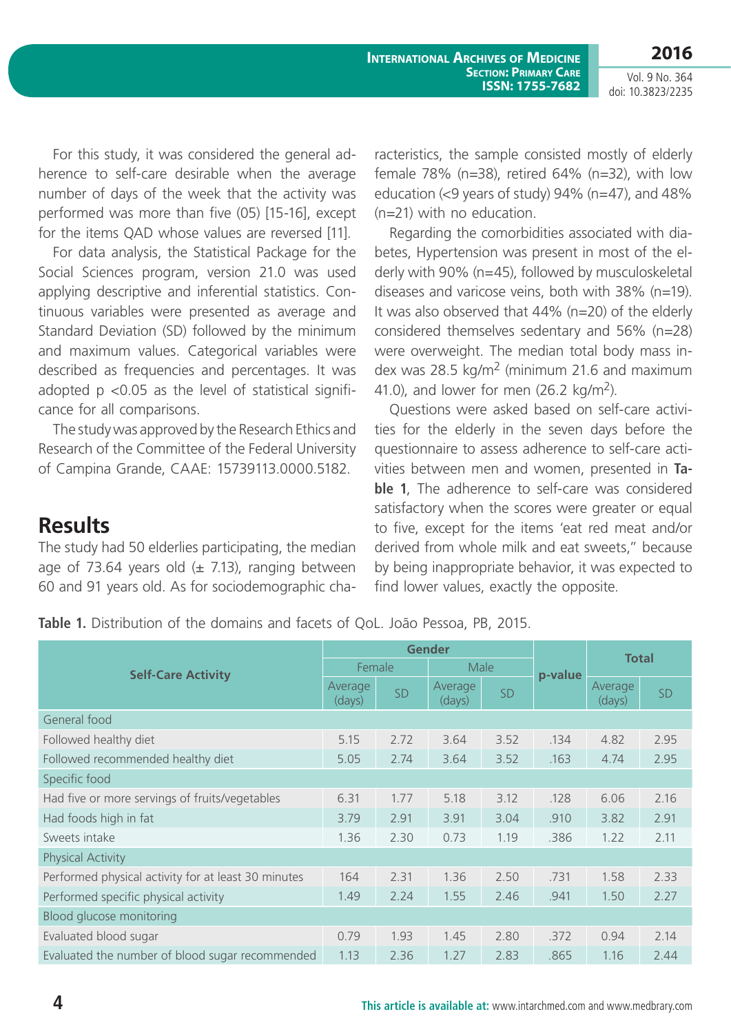For this study, it was considered the general adherence to self-care desirable when the average number of days of the week that the activity was performed was more than five (05) [15-16], except for the items QAD whose values are reversed [11].

For data analysis, the Statistical Package for the Social Sciences program, version 21.0 was used applying descriptive and inferential statistics. Continuous variables were presented as average and Standard Deviation (SD) followed by the minimum and maximum values. Categorical variables were described as frequencies and percentages. It was adopted p <0.05 as the level of statistical significance for all comparisons.

The study was approved by the Research Ethics and Research of the Committee of the Federal University of Campina Grande, CAAE: 15739113.0000.5182.

## Results

The study had 50 elderlies participating, the median age of 73.64 years old (± 7.13), ranging between 60 and 91 years old. As for sociodemographic characteristics, the sample consisted mostly of elderly female 78% (n=38), retired 64% (n=32), with low education (<9 years of study) 94% (n=47), and 48% (n=21) with no education.

Regarding the comorbidities associated with diabetes, Hypertension was present in most of the elderly with 90% (n=45), followed by musculoskeletal diseases and varicose veins, both with 38% (n=19). It was also observed that 44% (n=20) of the elderly considered themselves sedentary and 56% (n=28) were overweight. The median total body mass index was 28.5 kg/m$^2$ (minimum 21.6 and maximum 41.0), and lower for men (26.2 kg/m$^2$).

Questions were asked based on self-care activities for the elderly in the seven days before the questionnaire to assess adherence to self-care activities between men and women, presented in **Table 1**, The adherence to self-care was considered satisfactory when the scores were greater or equal to five, except for the items 'eat red meat and/or derived from whole milk and eat sweets," because by being inappropriate behavior, it was expected to find lower values, exactly the opposite.

**Table 1.** Distribution of the domains and facets of QoL. João Pessoa, PB, 2015.

| Self-Care Activity | Gender | | | | p-value | Total | |
|---|---|---|---|---|---|---|---|
| | Female | | Male | | | | |
| | Average (days) | SD | Average (days) | SD | | Average (days) | SD |
| General food | | | | | | | |
| Followed healthy diet | 5.15 | 2.72 | 3.64 | 3.52 | .134 | 4.82 | 2.95 |
| Followed recommended healthy diet | 5.05 | 2.74 | 3.64 | 3.52 | .163 | 4.74 | 2.95 |
| Specific food | | | | | | | |
| Had five or more servings of fruits/vegetables | 6.31 | 1.77 | 5.18 | 3.12 | .128 | 6.06 | 2.16 |
| Had foods high in fat | 3.79 | 2.91 | 3.91 | 3.04 | .910 | 3.82 | 2.91 |
| Sweets intake | 1.36 | 2.30 | 0.73 | 1.19 | .386 | 1.22 | 2.11 |
| Physical Activity | | | | | | | |
| Performed physical activity for at least 30 minutes | 164 | 2.31 | 1.36 | 2.50 | .731 | 1.58 | 2.33 |
| Performed specific physical activity | 1.49 | 2.24 | 1.55 | 2.46 | .941 | 1.50 | 2.27 |
| Blood glucose monitoring | | | | | | | |
| Evaluated blood sugar | 0.79 | 1.93 | 1.45 | 2.80 | .372 | 0.94 | 2.14 |
| Evaluated the number of blood sugar recommended | 1.13 | 2.36 | 1.27 | 2.83 | .865 | 1.16 | 2.44 |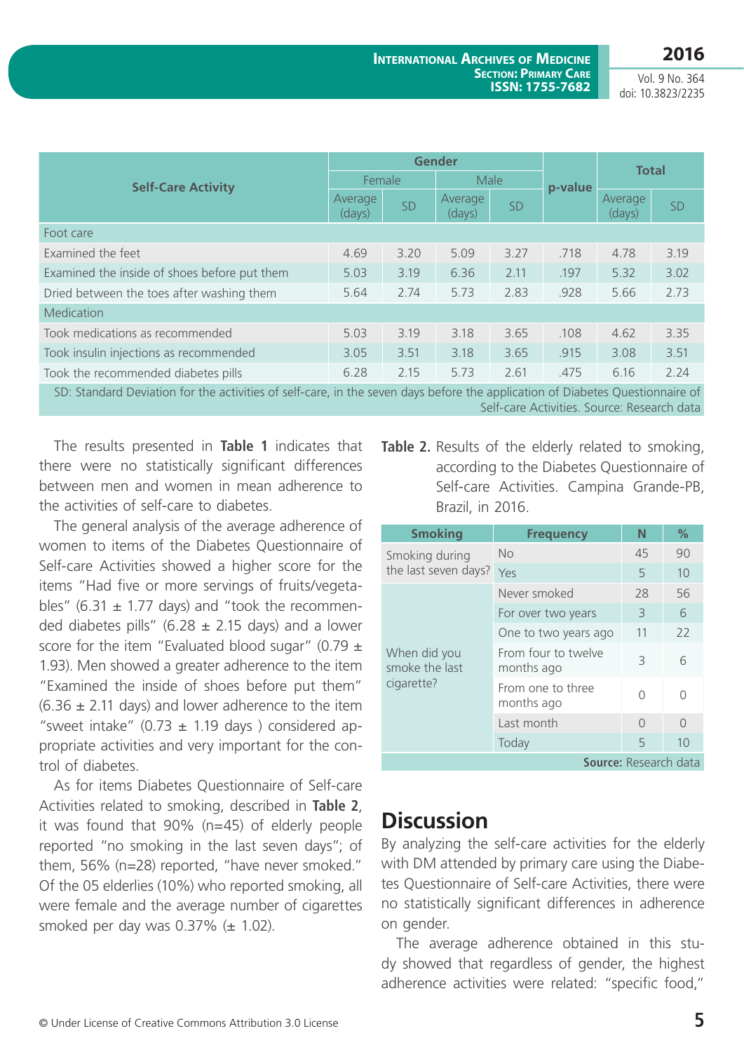| Self-Care Activity | Gender | | | | p-value | Total | |
|---|---|---|---|---|---|---|---|
| | Female | | Male | | | | |
| | Average (days) | SD | Average (days) | SD | | Average (days) | SD |
| Foot care | | | | | | | |
| Examined the feet | 4.69 | 3.20 | 5.09 | 3.27 | .718 | 4.78 | 3.19 |
| Examined the inside of shoes before put them | 5.03 | 3.19 | 6.36 | 2.11 | .197 | 5.32 | 3.02 |
| Dried between the toes after washing them | 5.64 | 2.74 | 5.73 | 2.83 | .928 | 5.66 | 2.73 |
| Medication | | | | | | | |
| Took medications as recommended | 5.03 | 3.19 | 3.18 | 3.65 | .108 | 4.62 | 3.35 |
| Took insulin injections as recommended | 3.05 | 3.51 | 3.18 | 3.65 | .915 | 3.08 | 3.51 |
| Took the recommended diabetes pills | 6.28 | 2.15 | 5.73 | 2.61 | .475 | 6.16 | 2.24 |

SD: Standard Deviation for the activities of self-care, in the seven days before the application of Diabetes Questionnaire of Self-care Activities. Source: Research data

The results presented in **Table 1** indicates that there were no statistically significant differences between men and women in mean adherence to the activities of self-care to diabetes.

The general analysis of the average adherence of women to items of the Diabetes Questionnaire of Self-care Activities showed a higher score for the items "Had five or more servings of fruits/vegetables" (6.31 ± 1.77 days) and "took the recommended diabetes pills" (6.28 ± 2.15 days) and a lower score for the item "Evaluated blood sugar" (0.79 ± 1.93). Men showed a greater adherence to the item "Examined the inside of shoes before put them" (6.36 ± 2.11 days) and lower adherence to the item "sweet intake" (0.73 ± 1.19 days ) considered appropriate activities and very important for the control of diabetes.

As for items Diabetes Questionnaire of Self-care Activities related to smoking, described in **Table 2**, it was found that 90% (n=45) of elderly people reported "no smoking in the last seven days"; of them, 56% (n=28) reported, "have never smoked." Of the 05 elderlies (10%) who reported smoking, all were female and the average number of cigarettes smoked per day was 0.37% (± 1.02).

**Table 2.** Results of the elderly related to smoking, according to the Diabetes Questionnaire of Self-care Activities. Campina Grande-PB, Brazil, in 2016.

| Smoking | Frequency | N | % |
|---|---|---|---|
| Smoking during the last seven days? | No | 45 | 90 |
| | Yes | 5 | 10 |
| When did you smoke the last cigarette? | Never smoked | 28 | 56 |
| | For over two years | 3 | 6 |
| | One to two years ago | 11 | 22 |
| | From four to twelve months ago | 3 | 6 |
| | From one to three months ago | 0 | 0 |
| | Last month | 0 | 0 |
| | Today | 5 | 10 |

**Source:** Research data

## Discussion

By analyzing the self-care activities for the elderly with DM attended by primary care using the Diabetes Questionnaire of Self-care Activities, there were no statistically significant differences in adherence on gender.

The average adherence obtained in this study showed that regardless of gender, the highest adherence activities were related: "specific food,"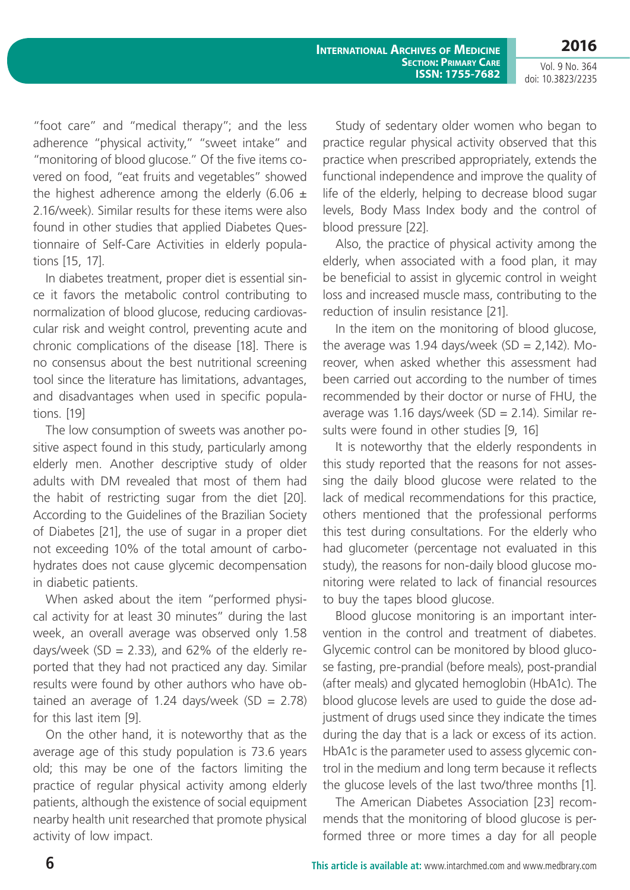"foot care" and "medical therapy"; and the less adherence "physical activity," "sweet intake" and "monitoring of blood glucose." Of the five items covered on food, "eat fruits and vegetables" showed the highest adherence among the elderly (6.06 ± 2.16/week). Similar results for these items were also found in other studies that applied Diabetes Questionnaire of Self-Care Activities in elderly populations [15, 17].

In diabetes treatment, proper diet is essential since it favors the metabolic control contributing to normalization of blood glucose, reducing cardiovascular risk and weight control, preventing acute and chronic complications of the disease [18]. There is no consensus about the best nutritional screening tool since the literature has limitations, advantages, and disadvantages when used in specific populations. [19]

The low consumption of sweets was another positive aspect found in this study, particularly among elderly men. Another descriptive study of older adults with DM revealed that most of them had the habit of restricting sugar from the diet [20]. According to the Guidelines of the Brazilian Society of Diabetes [21], the use of sugar in a proper diet not exceeding 10% of the total amount of carbohydrates does not cause glycemic decompensation in diabetic patients.

When asked about the item "performed physical activity for at least 30 minutes" during the last week, an overall average was observed only 1.58 days/week (SD = 2.33), and 62% of the elderly reported that they had not practiced any day. Similar results were found by other authors who have obtained an average of 1.24 days/week (SD = 2.78) for this last item [9].

On the other hand, it is noteworthy that as the average age of this study population is 73.6 years old; this may be one of the factors limiting the practice of regular physical activity among elderly patients, although the existence of social equipment nearby health unit researched that promote physical activity of low impact.

Study of sedentary older women who began to practice regular physical activity observed that this practice when prescribed appropriately, extends the functional independence and improve the quality of life of the elderly, helping to decrease blood sugar levels, Body Mass Index body and the control of blood pressure [22].

Also, the practice of physical activity among the elderly, when associated with a food plan, it may be beneficial to assist in glycemic control in weight loss and increased muscle mass, contributing to the reduction of insulin resistance [21].

In the item on the monitoring of blood glucose, the average was 1.94 days/week (SD = 2,142). Moreover, when asked whether this assessment had been carried out according to the number of times recommended by their doctor or nurse of FHU, the average was 1.16 days/week (SD = 2.14). Similar results were found in other studies [9, 16]

It is noteworthy that the elderly respondents in this study reported that the reasons for not assessing the daily blood glucose were related to the lack of medical recommendations for this practice, others mentioned that the professional performs this test during consultations. For the elderly who had glucometer (percentage not evaluated in this study), the reasons for non-daily blood glucose monitoring were related to lack of financial resources to buy the tapes blood glucose.

Blood glucose monitoring is an important intervention in the control and treatment of diabetes. Glycemic control can be monitored by blood glucose fasting, pre-prandial (before meals), post-prandial (after meals) and glycated hemoglobin (HbA1c). The blood glucose levels are used to guide the dose adjustment of drugs used since they indicate the times during the day that is a lack or excess of its action. HbA1c is the parameter used to assess glycemic control in the medium and long term because it reflects the glucose levels of the last two/three months [1].

The American Diabetes Association [23] recommends that the monitoring of blood glucose is performed three or more times a day for all people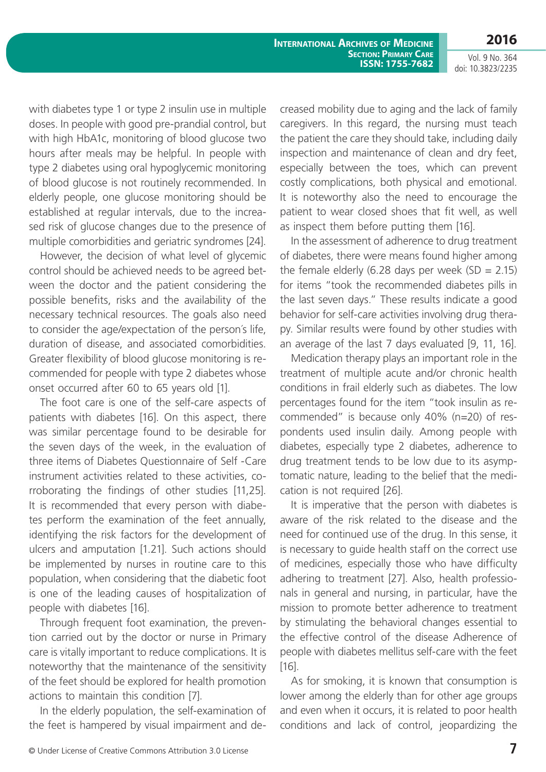with diabetes type 1 or type 2 insulin use in multiple doses. In people with good pre-prandial control, but with high HbA1c, monitoring of blood glucose two hours after meals may be helpful. In people with type 2 diabetes using oral hypoglycemic monitoring of blood glucose is not routinely recommended. In elderly people, one glucose monitoring should be established at regular intervals, due to the increased risk of glucose changes due to the presence of multiple comorbidities and geriatric syndromes [24].

However, the decision of what level of glycemic control should be achieved needs to be agreed between the doctor and the patient considering the possible benefits, risks and the availability of the necessary technical resources. The goals also need to consider the age/expectation of the person´s life, duration of disease, and associated comorbidities. Greater flexibility of blood glucose monitoring is recommended for people with type 2 diabetes whose onset occurred after 60 to 65 years old [1].

The foot care is one of the self-care aspects of patients with diabetes [16]. On this aspect, there was similar percentage found to be desirable for the seven days of the week, in the evaluation of three items of Diabetes Questionnaire of Self -Care instrument activities related to these activities, corroborating the findings of other studies [11,25]. It is recommended that every person with diabetes perform the examination of the feet annually, identifying the risk factors for the development of ulcers and amputation [1.21]. Such actions should be implemented by nurses in routine care to this population, when considering that the diabetic foot is one of the leading causes of hospitalization of people with diabetes [16].

Through frequent foot examination, the prevention carried out by the doctor or nurse in Primary care is vitally important to reduce complications. It is noteworthy that the maintenance of the sensitivity of the feet should be explored for health promotion actions to maintain this condition [7].

In the elderly population, the self-examination of the feet is hampered by visual impairment and decreased mobility due to aging and the lack of family caregivers. In this regard, the nursing must teach the patient the care they should take, including daily inspection and maintenance of clean and dry feet, especially between the toes, which can prevent costly complications, both physical and emotional. It is noteworthy also the need to encourage the patient to wear closed shoes that fit well, as well as inspect them before putting them [16].

In the assessment of adherence to drug treatment of diabetes, there were means found higher among the female elderly (6.28 days per week (SD = 2.15) for items "took the recommended diabetes pills in the last seven days." These results indicate a good behavior for self-care activities involving drug therapy. Similar results were found by other studies with an average of the last 7 days evaluated [9, 11, 16].

Medication therapy plays an important role in the treatment of multiple acute and/or chronic health conditions in frail elderly such as diabetes. The low percentages found for the item "took insulin as recommended" is because only 40% (n=20) of respondents used insulin daily. Among people with diabetes, especially type 2 diabetes, adherence to drug treatment tends to be low due to its asymptomatic nature, leading to the belief that the medication is not required [26].

It is imperative that the person with diabetes is aware of the risk related to the disease and the need for continued use of the drug. In this sense, it is necessary to guide health staff on the correct use of medicines, especially those who have difficulty adhering to treatment [27]. Also, health professionals in general and nursing, in particular, have the mission to promote better adherence to treatment by stimulating the behavioral changes essential to the effective control of the disease Adherence of people with diabetes mellitus self-care with the feet [16].

As for smoking, it is known that consumption is lower among the elderly than for other age groups and even when it occurs, it is related to poor health conditions and lack of control, jeopardizing the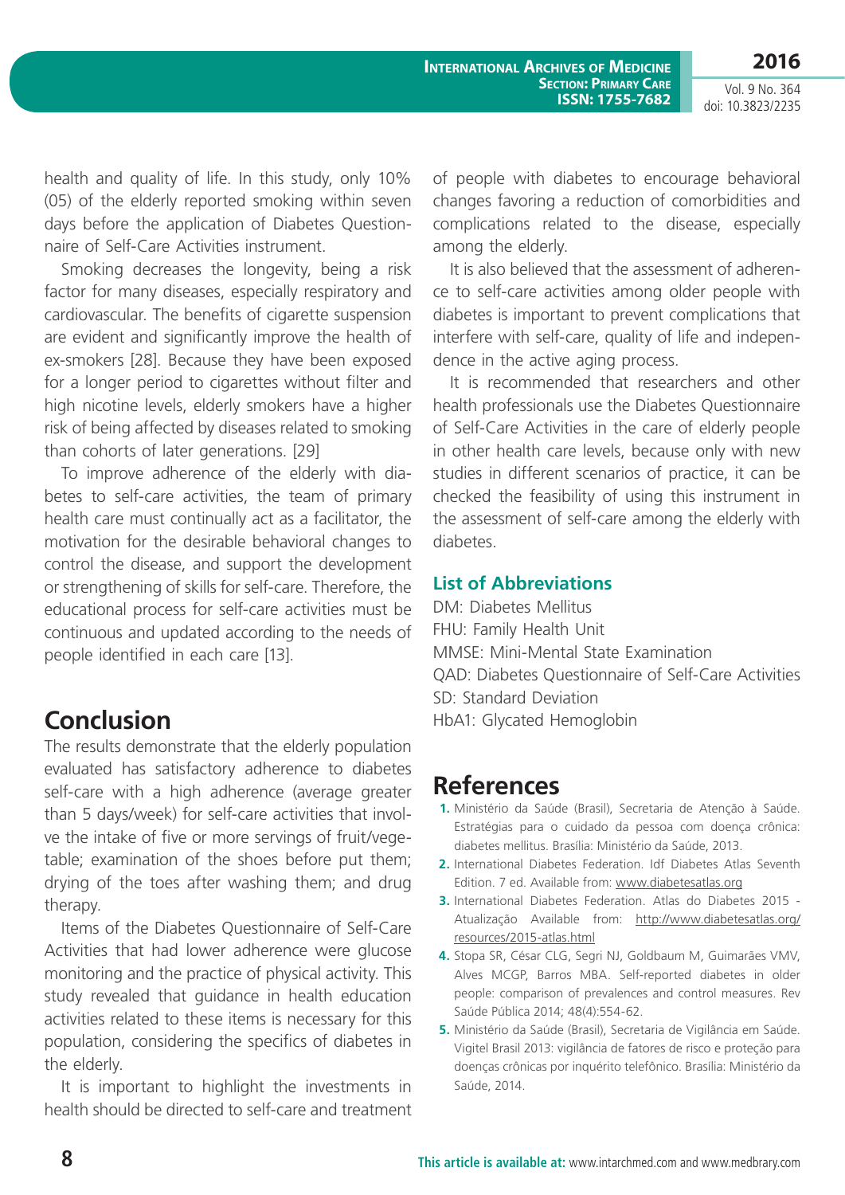health and quality of life. In this study, only 10% (05) of the elderly reported smoking within seven days before the application of Diabetes Questionnaire of Self-Care Activities instrument.

Smoking decreases the longevity, being a risk factor for many diseases, especially respiratory and cardiovascular. The benefits of cigarette suspension are evident and significantly improve the health of ex-smokers [28]. Because they have been exposed for a longer period to cigarettes without filter and high nicotine levels, elderly smokers have a higher risk of being affected by diseases related to smoking than cohorts of later generations. [29]

To improve adherence of the elderly with diabetes to self-care activities, the team of primary health care must continually act as a facilitator, the motivation for the desirable behavioral changes to control the disease, and support the development or strengthening of skills for self-care. Therefore, the educational process for self-care activities must be continuous and updated according to the needs of people identified in each care [13].

# Conclusion

The results demonstrate that the elderly population evaluated has satisfactory adherence to diabetes self-care with a high adherence (average greater than 5 days/week) for self-care activities that involve the intake of five or more servings of fruit/vegetable; examination of the shoes before put them; drying of the toes after washing them; and drug therapy.

Items of the Diabetes Questionnaire of Self-Care Activities that had lower adherence were glucose monitoring and the practice of physical activity. This study revealed that guidance in health education activities related to these items is necessary for this population, considering the specifics of diabetes in the elderly.

It is important to highlight the investments in health should be directed to self-care and treatment of people with diabetes to encourage behavioral changes favoring a reduction of comorbidities and complications related to the disease, especially among the elderly.

It is also believed that the assessment of adherence to self-care activities among older people with diabetes is important to prevent complications that interfere with self-care, quality of life and independence in the active aging process.

It is recommended that researchers and other health professionals use the Diabetes Questionnaire of Self-Care Activities in the care of elderly people in other health care levels, because only with new studies in different scenarios of practice, it can be checked the feasibility of using this instrument in the assessment of self-care among the elderly with diabetes.

## List of Abbreviations

DM: Diabetes Mellitus
FHU: Family Health Unit
MMSE: Mini-Mental State Examination
QAD: Diabetes Questionnaire of Self-Care Activities
SD: Standard Deviation
HbA1: Glycated Hemoglobin

# References

1. Ministério da Saúde (Brasil), Secretaria de Atenção à Saúde. Estratégias para o cuidado da pessoa com doença crônica: diabetes mellitus. Brasília: Ministério da Saúde, 2013.
2. International Diabetes Federation. Idf Diabetes Atlas Seventh Edition. 7 ed. Available from: www.diabetesatlas.org
3. International Diabetes Federation. Atlas do Diabetes 2015 - Atualização Available from: http://www.diabetesatlas.org/resources/2015-atlas.html
4. Stopa SR, César CLG, Segri NJ, Goldbaum M, Guimarães VMV, Alves MCGP, Barros MBA. Self-reported diabetes in older people: comparison of prevalences and control measures. Rev Saúde Pública 2014; 48(4):554-62.
5. Ministério da Saúde (Brasil), Secretaria de Vigilância em Saúde. Vigitel Brasil 2013: vigilância de fatores de risco e proteção para doenças crônicas por inquérito telefônico. Brasília: Ministério da Saúde, 2014.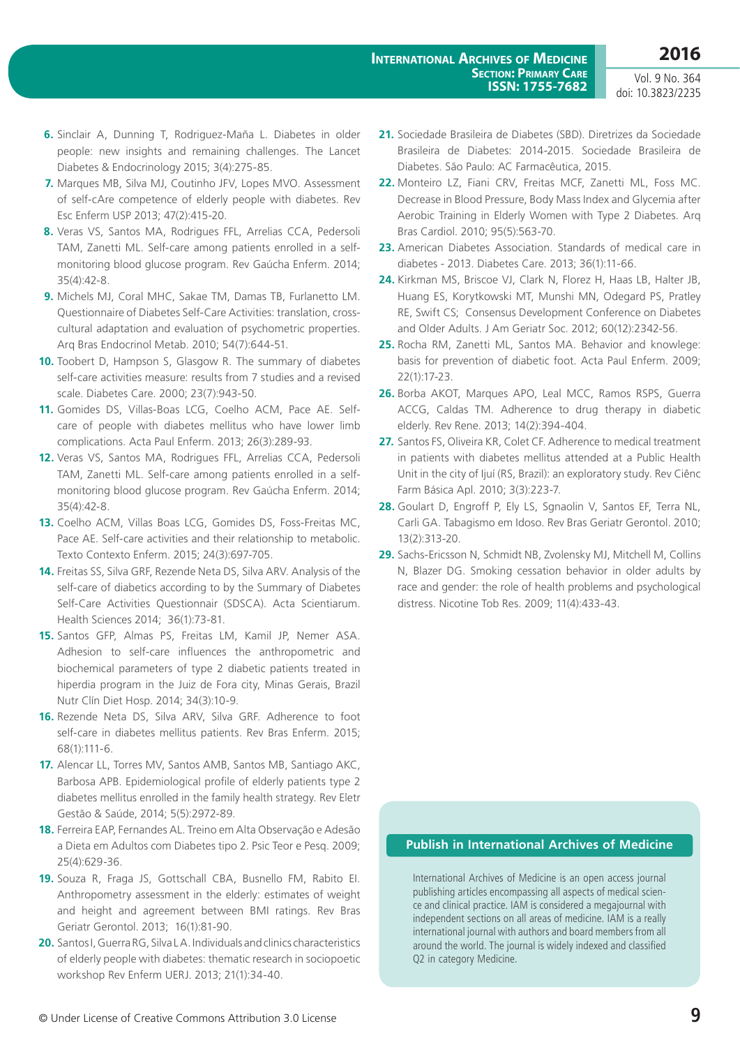6. Sinclair A, Dunning T, Rodriguez-Maña L. Diabetes in older people: new insights and remaining challenges. The Lancet Diabetes & Endocrinology 2015; 3(4):275-85.
7. Marques MB, Silva MJ, Coutinho JFV, Lopes MVO. Assessment of self-cAre competence of elderly people with diabetes. Rev Esc Enferm USP 2013; 47(2):415-20.
8. Veras VS, Santos MA, Rodrigues FFL, Arrelias CCA, Pedersoli TAM, Zanetti ML. Self-care among patients enrolled in a self-monitoring blood glucose program. Rev Gaúcha Enferm. 2014; 35(4):42-8.
9. Michels MJ, Coral MHC, Sakae TM, Damas TB, Furlanetto LM. Questionnaire of Diabetes Self-Care Activities: translation, cross-cultural adaptation and evaluation of psychometric properties. Arq Bras Endocrinol Metab. 2010; 54(7):644-51.
10. Toobert D, Hampson S, Glasgow R. The summary of diabetes self-care activities measure: results from 7 studies and a revised scale. Diabetes Care. 2000; 23(7):943-50.
11. Gomides DS, Villas-Boas LCG, Coelho ACM, Pace AE. Self-care of people with diabetes mellitus who have lower limb complications. Acta Paul Enferm. 2013; 26(3):289-93.
12. Veras VS, Santos MA, Rodrigues FFL, Arrelias CCA, Pedersoli TAM, Zanetti ML. Self-care among patients enrolled in a self-monitoring blood glucose program. Rev Gaúcha Enferm. 2014; 35(4):42-8.
13. Coelho ACM, Villas Boas LCG, Gomides DS, Foss-Freitas MC, Pace AE. Self-care activities and their relationship to metabolic. Texto Contexto Enferm. 2015; 24(3):697-705.
14. Freitas SS, Silva GRF, Rezende Neta DS, Silva ARV. Analysis of the self-care of diabetics according to by the Summary of Diabetes Self-Care Activities Questionnaire (SDSCA). Acta Scientiarum. Health Sciences 2014; 36(1):73-81.
15. Santos GFP, Almas PS, Freitas LM, Kamil JP, Nemer ASA. Adhesion to self-care influences the anthropometric and biochemical parameters of type 2 diabetic patients treated in hiperdia program in the Juiz de Fora city, Minas Gerais, Brazil Nutr Clín Diet Hosp. 2014; 34(3):10-9.
16. Rezende Neta DS, Silva ARV, Silva GRF. Adherence to foot self-care in diabetes mellitus patients. Rev Bras Enferm. 2015; 68(1):111-6.
17. Alencar LL, Torres MV, Santos AMB, Santos MB, Santiago AKC, Barbosa APB. Epidemiological profile of elderly patients type 2 diabetes mellitus enrolled in the family health strategy. Rev Eletr Gestão & Saúde, 2014; 5(5):2972-89.
18. Ferreira EAP, Fernandes AL. Treino em Alta Observação e Adesão a Dieta em Adultos com Diabetes tipo 2. Psic Teor e Pesq. 2009; 25(4):629-36.
19. Souza R, Fraga JS, Gottschall CBA, Busnello FM, Rabito EI. Anthropometry assessment in the elderly: estimates of weight and height and agreement between BMI ratings. Rev Bras Geriatr Gerontol. 2013; 16(1):81-90.
20. Santos I, Guerra RG, Silva LA. Individuals and clinics characteristics of elderly people with diabetes: thematic research in sociopoetic workshop Rev Enferm UERJ. 2013; 21(1):34-40.
21. Sociedade Brasileira de Diabetes (SBD). Diretrizes da Sociedade Brasileira de Diabetes: 2014-2015. Sociedade Brasileira de Diabetes. São Paulo: AC Farmacêutica, 2015.
22. Monteiro LZ, Fiani CRV, Freitas MCF, Zanetti ML, Foss MC. Decrease in Blood Pressure, Body Mass Index and Glycemia after Aerobic Training in Elderly Women with Type 2 Diabetes. Arq Bras Cardiol. 2010; 95(5):563-70.
23. American Diabetes Association. Standards of medical care in diabetes - 2013. Diabetes Care. 2013; 36(1):11-66.
24. Kirkman MS, Briscoe VJ, Clark N, Florez H, Haas LB, Halter JB, Huang ES, Korytkowski MT, Munshi MN, Odegard PS, Pratley RE, Swift CS; Consensus Development Conference on Diabetes and Older Adults. J Am Geriatr Soc. 2012; 60(12):2342-56.
25. Rocha RM, Zanetti ML, Santos MA. Behavior and knowlege: basis for prevention of diabetic foot. Acta Paul Enferm. 2009; 22(1):17-23.
26. Borba AKOT, Marques APO, Leal MCC, Ramos RSPS, Guerra ACCG, Caldas TM. Adherence to drug therapy in diabetic elderly. Rev Rene. 2013; 14(2):394-404.
27. Santos FS, Oliveira KR, Colet CF. Adherence to medical treatment in patients with diabetes mellitus attended at a Public Health Unit in the city of Ijuí (RS, Brazil): an exploratory study. Rev Ciênc Farm Básica Apl. 2010; 3(3):223-7.
28. Goulart D, Engroff P, Ely LS, Sgnaolin V, Santos EF, Terra NL, Carli GA. Tabagismo em Idoso. Rev Bras Geriatr Gerontol. 2010; 13(2):313-20.
29. Sachs-Ericsson N, Schmidt NB, Zvolensky MJ, Mitchell M, Collins N, Blazer DG. Smoking cessation behavior in older adults by race and gender: the role of health problems and psychological distress. Nicotine Tob Res. 2009; 11(4):433-43.

**Publish in International Archives of Medicine**

International Archives of Medicine is an open access journal publishing articles encompassing all aspects of medical science and clinical practice. IAM is considered a megajournal with independent sections on all areas of medicine. IAM is a really international journal with authors and board members from all around the world. The journal is widely indexed and classified Q2 in category Medicine.

© Under License of Creative Commons Attribution 3.0 License